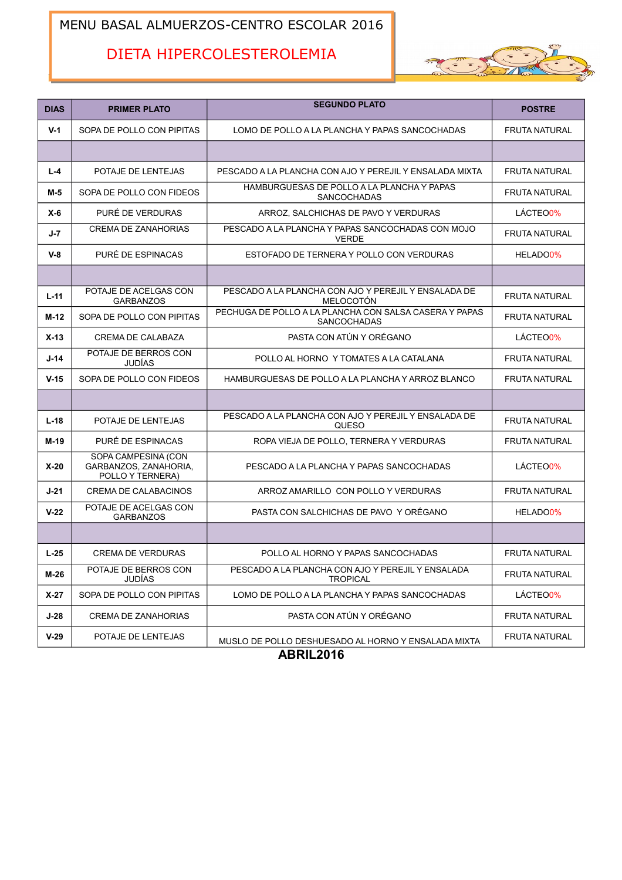# MENU BASAL ALMUERZOS-CENTRO ESCOLAR 2016

## DIETA HIPERCOLESTEROLEMIA

| DIAS | PRIMER PLATO | SEGUNDO PLATO | POSTRE |
|---|---|---|---|
| V-1 | SOPA DE POLLO CON PIPITAS | LOMO DE POLLO A LA PLANCHA Y PAPAS SANCOCHADAS | FRUTA NATURAL |
| | | | |
| L-4 | POTAJE DE LENTEJAS | PESCADO A LA PLANCHA CON AJO Y PEREJIL Y ENSALADA MIXTA | FRUTA NATURAL |
| M-5 | SOPA DE POLLO CON FIDEOS | HAMBURGUESAS DE POLLO A LA PLANCHA Y PAPAS SANCOCHADAS | FRUTA NATURAL |
| X-6 | PURÉ DE VERDURAS | ARROZ, SALCHICHAS DE PAVO Y VERDURAS | LÁCTEO0% |
| J-7 | CREMA DE ZANAHORIAS | PESCADO A LA PLANCHA Y PAPAS SANCOCHADAS CON MOJO VERDE | FRUTA NATURAL |
| V-8 | PURÉ DE ESPINACAS | ESTOFADO DE TERNERA Y POLLO CON VERDURAS | HELADO0% |
| | | | |
| L-11 | POTAJE DE ACELGAS CON GARBANZOS | PESCADO A LA PLANCHA CON AJO Y PEREJIL Y ENSALADA DE MELOCOTÓN | FRUTA NATURAL |
| M-12 | SOPA DE POLLO CON PIPITAS | PECHUGA DE POLLO A LA PLANCHA CON SALSA CASERA Y PAPAS SANCOCHADAS | FRUTA NATURAL |
| X-13 | CREMA DE CALABAZA | PASTA CON ATÚN Y ORÉGANO | LÁCTEO0% |
| J-14 | POTAJE DE BERROS CON JUDÍAS | POLLO AL HORNO Y TOMATES A LA CATALANA | FRUTA NATURAL |
| V-15 | SOPA DE POLLO CON FIDEOS | HAMBURGUESAS DE POLLO A LA PLANCHA Y ARROZ BLANCO | FRUTA NATURAL |
| | | | |
| L-18 | POTAJE DE LENTEJAS | PESCADO A LA PLANCHA CON AJO Y PEREJIL Y ENSALADA DE QUESO | FRUTA NATURAL |
| M-19 | PURÉ DE ESPINACAS | ROPA VIEJA DE POLLO, TERNERA Y VERDURAS | FRUTA NATURAL |
| X-20 | SOPA CAMPESINA (CON GARBANZOS, ZANAHORIA, POLLO Y TERNERA) | PESCADO A LA PLANCHA Y PAPAS SANCOCHADAS | LÁCTEO0% |
| J-21 | CREMA DE CALABACINOS | ARROZ AMARILLO CON POLLO Y VERDURAS | FRUTA NATURAL |
| V-22 | POTAJE DE ACELGAS CON GARBANZOS | PASTA CON SALCHICHAS DE PAVO Y ORÉGANO | HELADO0% |
| | | | |
| L-25 | CREMA DE VERDURAS | POLLO AL HORNO Y PAPAS SANCOCHADAS | FRUTA NATURAL |
| M-26 | POTAJE DE BERROS CON JUDÍAS | PESCADO A LA PLANCHA CON AJO Y PEREJIL Y ENSALADA TROPICAL | FRUTA NATURAL |
| X-27 | SOPA DE POLLO CON PIPITAS | LOMO DE POLLO A LA PLANCHA Y PAPAS SANCOCHADAS | LÁCTEO0% |
| J-28 | CREMA DE ZANAHORIAS | PASTA CON ATÚN Y ORÉGANO | FRUTA NATURAL |
| V-29 | POTAJE DE LENTEJAS | MUSLO DE POLLO DESHUESADO AL HORNO Y ENSALADA MIXTA | FRUTA NATURAL |

**ABRIL2016**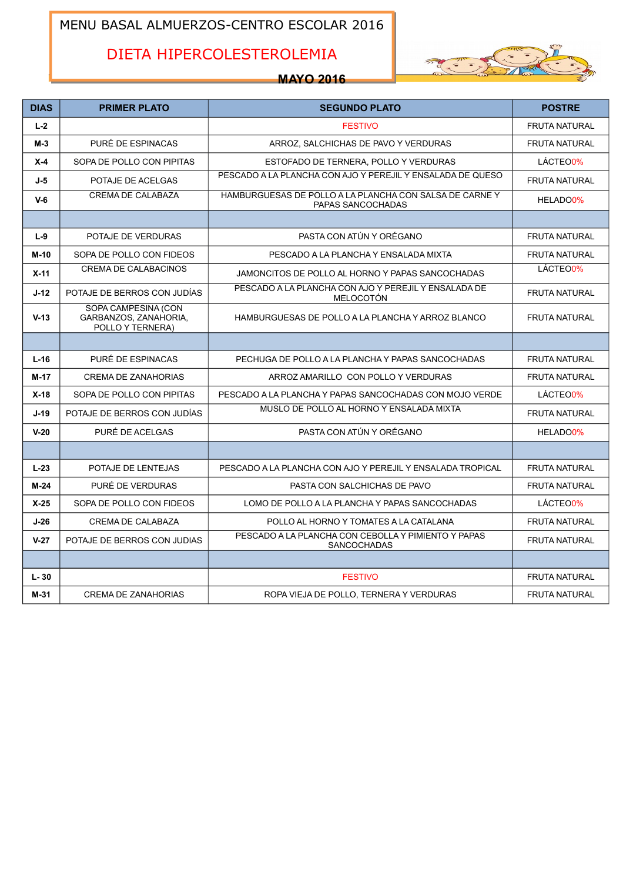# MENU BASAL ALMUERZOS-CENTRO ESCOLAR 2016

## DIETA HIPERCOLESTEROLEMIA

**MAYO 2016**

| DIAS | PRIMER PLATO | SEGUNDO PLATO | POSTRE |
|---|---|---|---|
| L-2 | | FESTIVO | FRUTA NATURAL |
| M-3 | PURÉ DE ESPINACAS | ARROZ, SALCHICHAS DE PAVO Y VERDURAS | FRUTA NATURAL |
| X-4 | SOPA DE POLLO CON PIPITAS | ESTOFADO DE TERNERA, POLLO Y VERDURAS | LÁCTEO0% |
| J-5 | POTAJE DE ACELGAS | PESCADO A LA PLANCHA CON AJO Y PEREJIL Y ENSALADA DE QUESO | FRUTA NATURAL |
| V-6 | CREMA DE CALABAZA | HAMBURGUESAS DE POLLO A LA PLANCHA CON SALSA DE CARNE Y PAPAS SANCOCHADAS | HELADO0% |
| | | | |
| L-9 | POTAJE DE VERDURAS | PASTA CON ATÚN Y ORÉGANO | FRUTA NATURAL |
| M-10 | SOPA DE POLLO CON FIDEOS | PESCADO A LA PLANCHA Y ENSALADA MIXTA | FRUTA NATURAL |
| X-11 | CREMA DE CALABACINOS | JAMONCITOS DE POLLO AL HORNO Y PAPAS SANCOCHADAS | LÁCTEO0% |
| J-12 | POTAJE DE BERROS CON JUDÍAS | PESCADO A LA PLANCHA CON AJO Y PEREJIL Y ENSALADA DE MELOCOTÓN | FRUTA NATURAL |
| V-13 | SOPA CAMPESINA (CON GARBANZOS, ZANAHORIA, POLLO Y TERNERA) | HAMBURGUESAS DE POLLO A LA PLANCHA Y ARROZ BLANCO | FRUTA NATURAL |
| | | | |
| L-16 | PURÉ DE ESPINACAS | PECHUGA DE POLLO A LA PLANCHA Y PAPAS SANCOCHADAS | FRUTA NATURAL |
| M-17 | CREMA DE ZANAHORIAS | ARROZ AMARILLO CON POLLO Y VERDURAS | FRUTA NATURAL |
| X-18 | SOPA DE POLLO CON PIPITAS | PESCADO A LA PLANCHA Y PAPAS SANCOCHADAS CON MOJO VERDE | LÁCTEO0% |
| J-19 | POTAJE DE BERROS CON JUDÍAS | MUSLO DE POLLO AL HORNO Y ENSALADA MIXTA | FRUTA NATURAL |
| V-20 | PURÉ DE ACELGAS | PASTA CON ATÚN Y ORÉGANO | HELADO0% |
| | | | |
| L-23 | POTAJE DE LENTEJAS | PESCADO A LA PLANCHA CON AJO Y PEREJIL Y ENSALADA TROPICAL | FRUTA NATURAL |
| M-24 | PURÉ DE VERDURAS | PASTA CON SALCHICHAS DE PAVO | FRUTA NATURAL |
| X-25 | SOPA DE POLLO CON FIDEOS | LOMO DE POLLO A LA PLANCHA Y PAPAS SANCOCHADAS | LÁCTEO0% |
| J-26 | CREMA DE CALABAZA | POLLO AL HORNO Y TOMATES A LA CATALANA | FRUTA NATURAL |
| V-27 | POTAJE DE BERROS CON JUDIAS | PESCADO A LA PLANCHA CON CEBOLLA Y PIMIENTO Y PAPAS SANCOCHADAS | FRUTA NATURAL |
| | | | |
| L- 30 | | FESTIVO | FRUTA NATURAL |
| M-31 | CREMA DE ZANAHORIAS | ROPA VIEJA DE POLLO, TERNERA Y VERDURAS | FRUTA NATURAL |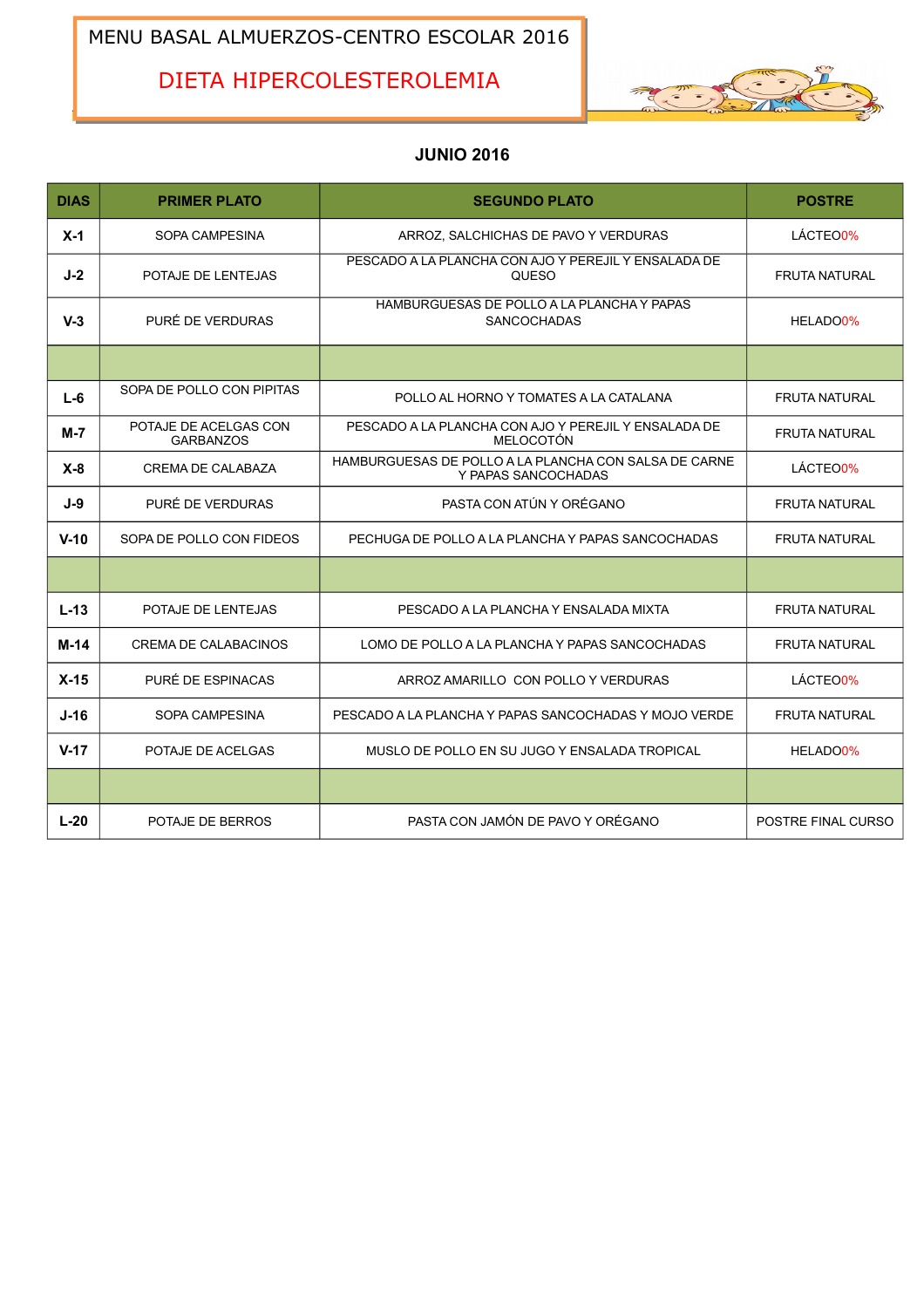# MENU BASAL ALMUERZOS-CENTRO ESCOLAR 2016

## DIETA HIPERCOLESTEROLEMIA

### JUNIO 2016

| DIAS | PRIMER PLATO | SEGUNDO PLATO | POSTRE |
|---|---|---|---|
| X-1 | SOPA CAMPESINA | ARROZ, SALCHICHAS DE PAVO Y VERDURAS | LÁCTEO0% |
| J-2 | POTAJE DE LENTEJAS | PESCADO A LA PLANCHA CON AJO Y PEREJIL Y ENSALADA DE QUESO | FRUTA NATURAL |
| V-3 | PURÉ DE VERDURAS | HAMBURGUESAS DE POLLO A LA PLANCHA Y PAPAS SANCOCHADAS | HELADO0% |
| | | | |
| L-6 | SOPA DE POLLO CON PIPITAS | POLLO AL HORNO Y TOMATES A LA CATALANA | FRUTA NATURAL |
| M-7 | POTAJE DE ACELGAS CON GARBANZOS | PESCADO A LA PLANCHA CON AJO Y PEREJIL Y ENSALADA DE MELOCOTÓN | FRUTA NATURAL |
| X-8 | CREMA DE CALABAZA | HAMBURGUESAS DE POLLO A LA PLANCHA CON SALSA DE CARNE Y PAPAS SANCOCHADAS | LÁCTEO0% |
| J-9 | PURÉ DE VERDURAS | PASTA CON ATÚN Y ORÉGANO | FRUTA NATURAL |
| V-10 | SOPA DE POLLO CON FIDEOS | PECHUGA DE POLLO A LA PLANCHA Y PAPAS SANCOCHADAS | FRUTA NATURAL |
| | | | |
| L-13 | POTAJE DE LENTEJAS | PESCADO A LA PLANCHA Y ENSALADA MIXTA | FRUTA NATURAL |
| M-14 | CREMA DE CALABACINOS | LOMO DE POLLO A LA PLANCHA Y PAPAS SANCOCHADAS | FRUTA NATURAL |
| X-15 | PURÉ DE ESPINACAS | ARROZ AMARILLO CON POLLO Y VERDURAS | LÁCTEO0% |
| J-16 | SOPA CAMPESINA | PESCADO A LA PLANCHA Y PAPAS SANCOCHADAS Y MOJO VERDE | FRUTA NATURAL |
| V-17 | POTAJE DE ACELGAS | MUSLO DE POLLO EN SU JUGO Y ENSALADA TROPICAL | HELADO0% |
| | | | |
| L-20 | POTAJE DE BERROS | PASTA CON JAMÓN DE PAVO Y ORÉGANO | POSTRE FINAL CURSO |